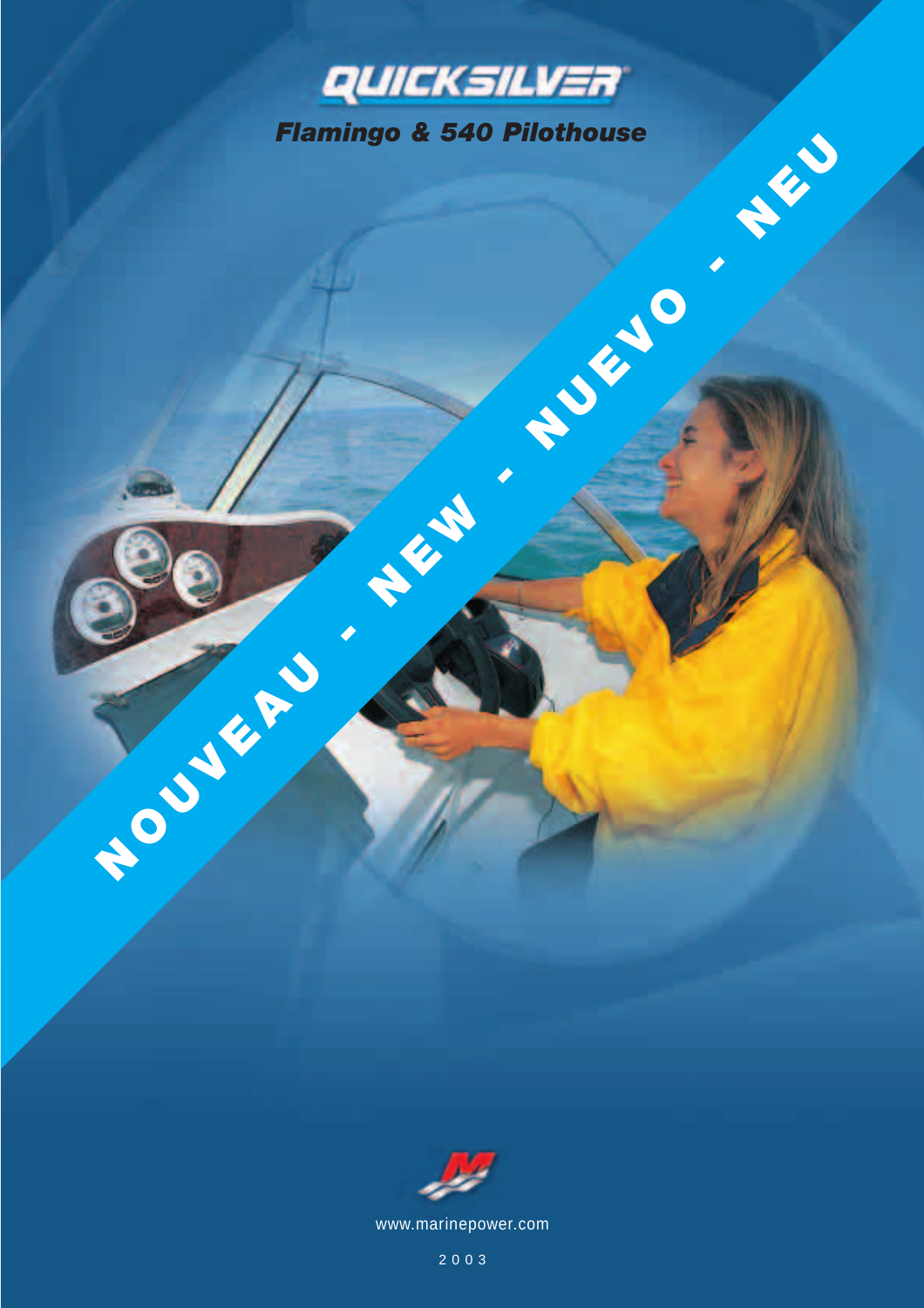# QUICKSILVER

## *Flamingo & 540 Pilothouse*

**NOUVEAU - NEW - NUEVO - NEU**

www.marinepower.com

2003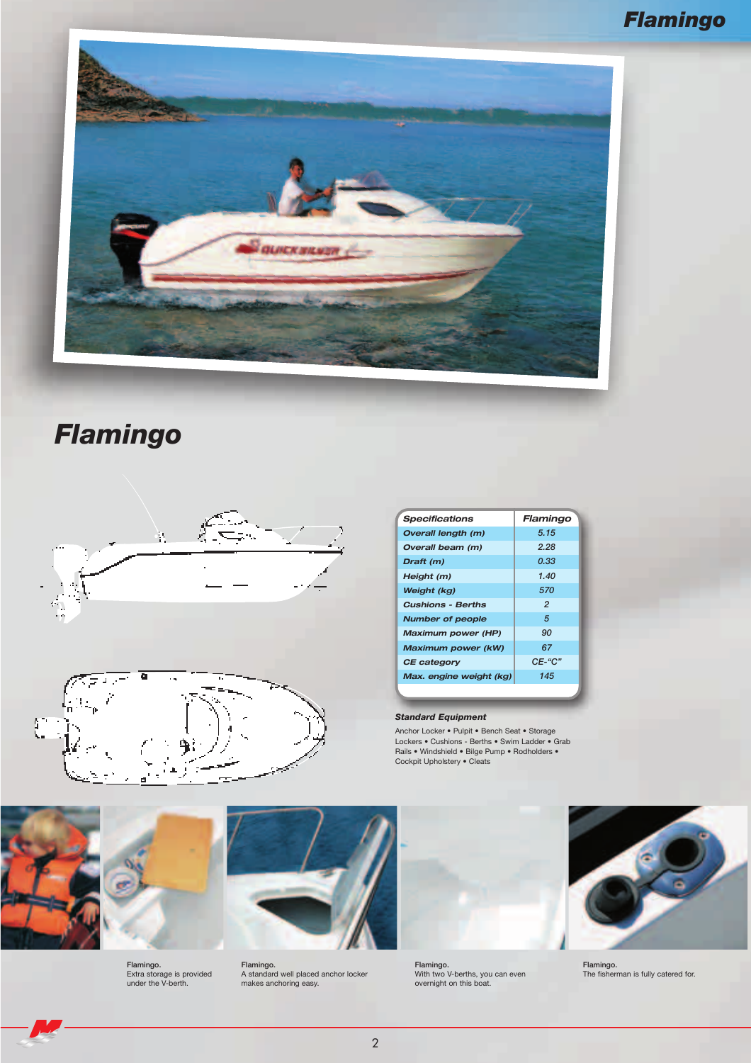# Flamingo

| Specifications | Flamingo |
|---|---|
| Overall length (m) | 5.15 |
| Overall beam (m) | 2.28 |
| Draft (m) | 0.33 |
| Height (m) | 1.40 |
| Weight (kg) | 570 |
| Cushions - Berths | 2 |
| Number of people | 5 |
| Maximum power (HP) | 90 |
| Maximum power (kW) | 67 |
| CE category | CE-"C" |
| Max. engine weight (kg) | 145 |

**Standard Equipment**

Anchor Locker • Pulpit • Bench Seat • Storage Lockers • Cushions - Berths • Swim Ladder • Grab Rails • Windshield • Bilge Pump • Rodholders • Cockpit Upholstery • Cleats

Flamingo.
Extra storage is provided under the V-berth.

Flamingo.
A standard well placed anchor locker makes anchoring easy.

Flamingo.
With two V-berths, you can even overnight on this boat.

Flamingo.
The fisherman is fully catered for.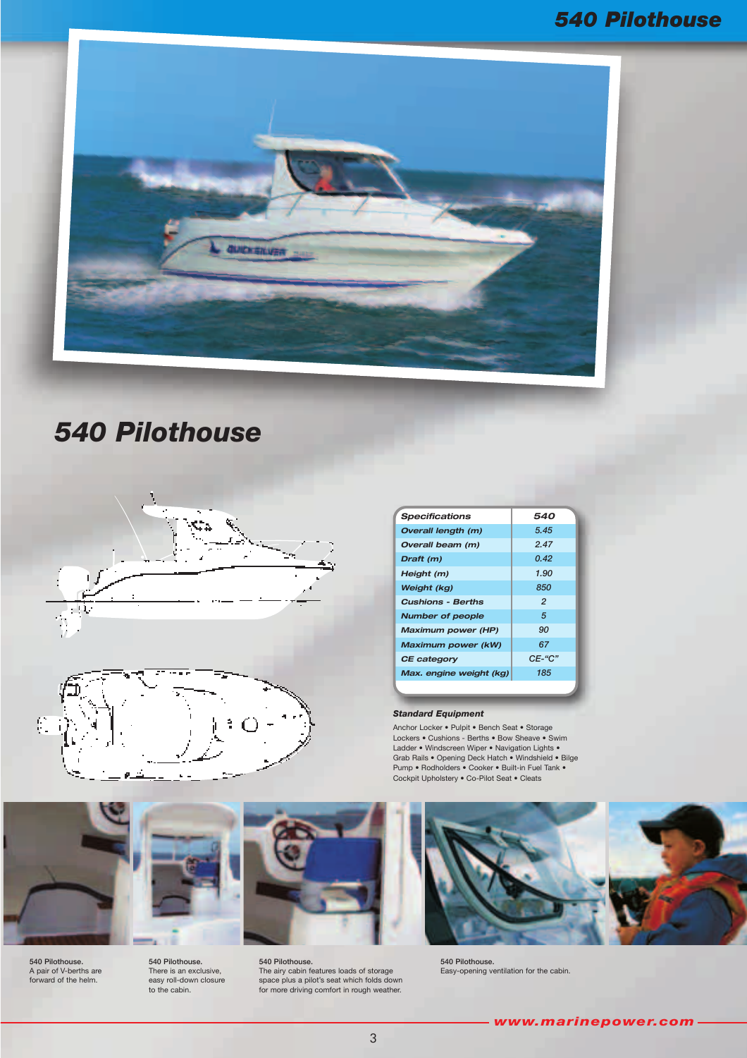# 540 Pilothouse

| Specifications | 540 |
|---|---|
| Overall length (m) | 5.45 |
| Overall beam (m) | 2.47 |
| Draft (m) | 0.42 |
| Height (m) | 1.90 |
| Weight (kg) | 850 |
| Cushions - Berths | 2 |
| Number of people | 5 |
| Maximum power (HP) | 90 |
| Maximum power (kW) | 67 |
| CE category | CE-“C” |
| Max. engine weight (kg) | 185 |

### Standard Equipment

Anchor Locker • Pulpit • Bench Seat • Storage Lockers • Cushions - Berths • Bow Sheave • Swim Ladder • Windscreen Wiper • Navigation Lights • Grab Rails • Opening Deck Hatch • Windshield • Bilge Pump • Rodholders • Cooker • Built-in Fuel Tank • Cockpit Upholstery • Co-Pilot Seat • Cleats

540 Pilothouse.
A pair of V-berths are forward of the helm.

540 Pilothouse.
There is an exclusive, easy roll-down closure to the cabin.

540 Pilothouse.
The airy cabin features loads of storage space plus a pilot's seat which folds down for more driving comfort in rough weather.

540 Pilothouse.
Easy-opening ventilation for the cabin.

www.marinepower.com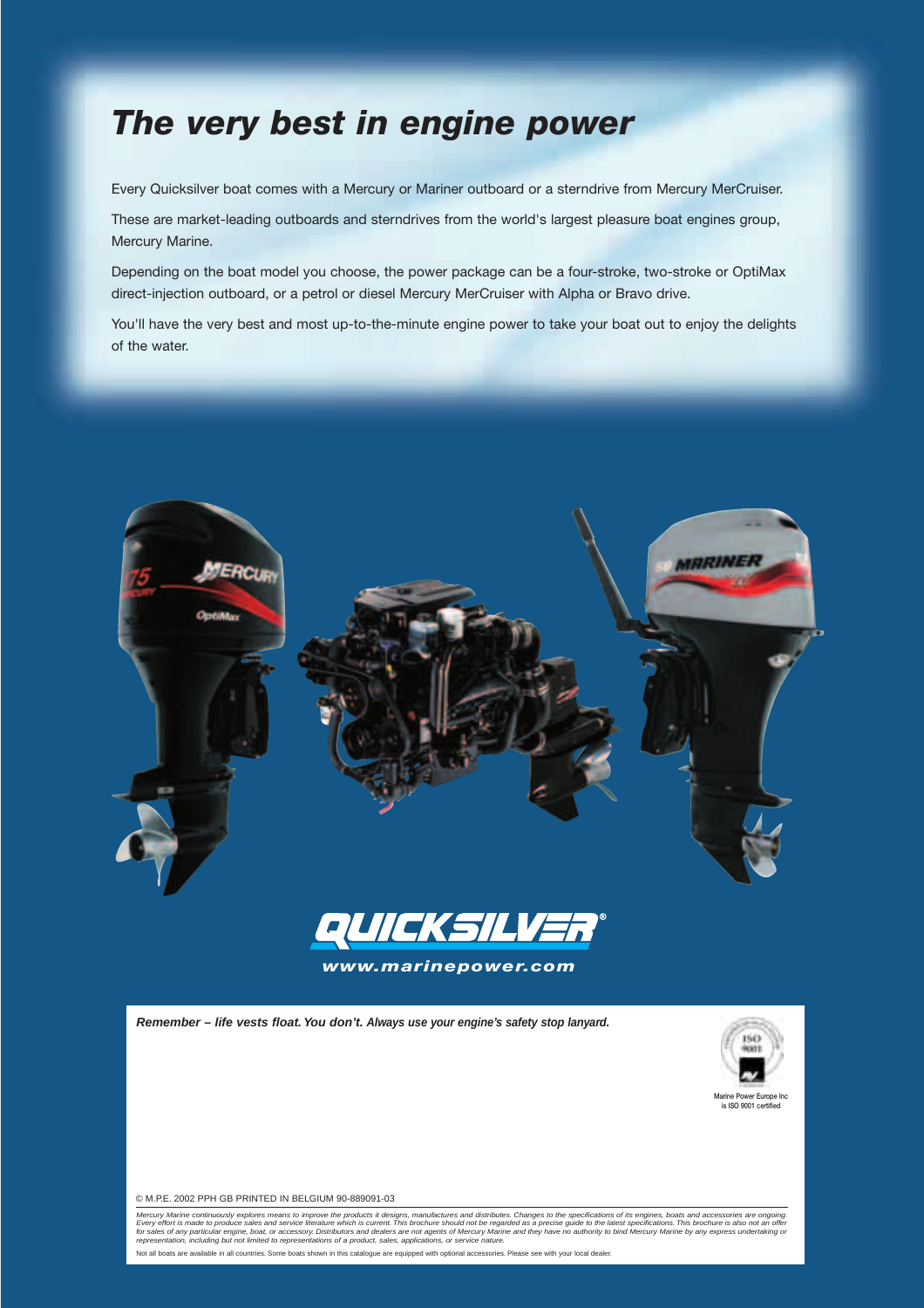# The very best in engine power

Every Quicksilver boat comes with a Mercury or Mariner outboard or a sterndrive from Mercury MerCruiser.

These are market-leading outboards and sterndrives from the world's largest pleasure boat engines group, Mercury Marine.

Depending on the boat model you choose, the power package can be a four-stroke, two-stroke or OptiMax direct-injection outboard, or a petrol or diesel Mercury MerCruiser with Alpha or Bravo drive.

You'll have the very best and most up-to-the-minute engine power to take your boat out to enjoy the delights of the water.

QUICKSILVER®

www.marinepower.com

***Remember – life vests float. You don't. Always use your engine's safety stop lanyard.***

Marine Power Europe Inc is ISO 9001 certified

© M.P.E. 2002 PPH GB PRINTED IN BELGIUM 90-889091-03

*Mercury Marine continuously explores means to improve the products it designs, manufactures and distributes. Changes to the specifications of its engines, boats and accessories are ongoing. Every effort is made to produce sales and service literature which is current. This brochure should not be regarded as a precise guide to the latest specifications. This brochure is also not an offer for sales of any particular engine, boat, or accessory. Distributors and dealers are not agents of Mercury Marine and they have no authority to bind Mercury Marine by any express undertaking or representation, including but not limited to representations of a product, sales, applications, or service nature.*

Not all boats are available in all countries. Some boats shown in this catalogue are equipped with optional accessories. Please see with your local dealer.